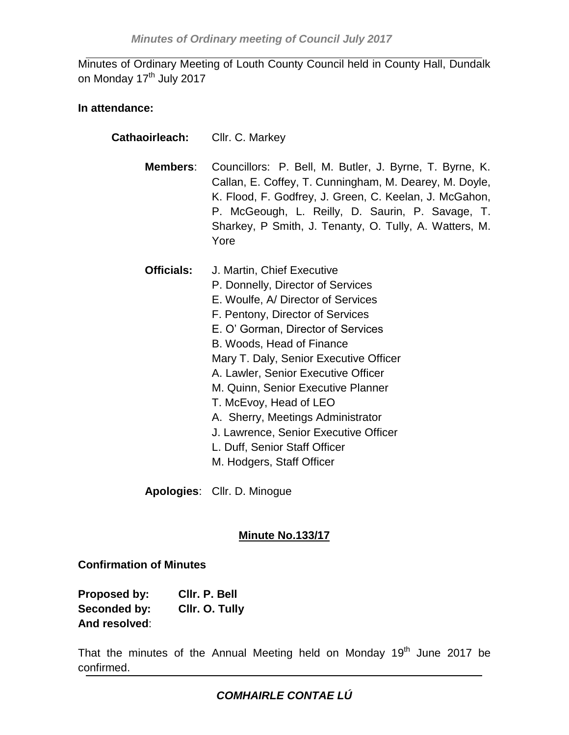Minutes of Ordinary Meeting of Louth County Council held in County Hall, Dundalk on Monday 17th July 2017

**In attendance:**

**Cathaoirleach:** Cllr. C. Markey

**Members**: Councillors: P. Bell, M. Butler, J. Byrne, T. Byrne, K. Callan, E. Coffey, T. Cunningham, M. Dearey, M. Doyle, K. Flood, F. Godfrey, J. Green, C. Keelan, J. McGahon, P. McGeough, L. Reilly, D. Saurin, P. Savage, T. Sharkey, P Smith, J. Tenanty, O. Tully, A. Watters, M. Yore

**Officials:** J. Martin, Chief Executive
P. Donnelly, Director of Services
E. Woulfe, A/ Director of Services
F. Pentony, Director of Services
E. O' Gorman, Director of Services
B. Woods, Head of Finance
Mary T. Daly, Senior Executive Officer
A. Lawler, Senior Executive Officer
M. Quinn, Senior Executive Planner
T. McEvoy, Head of LEO
A. Sherry, Meetings Administrator
J. Lawrence, Senior Executive Officer
L. Duff, Senior Staff Officer
M. Hodgers, Staff Officer

**Apologies**: Cllr. D. Minogue

**Minute No.133/17**

**Confirmation of Minutes**

**Proposed by:** **Cllr. P. Bell**
**Seconded by:** **Cllr. O. Tully**
**And resolved**:

That the minutes of the Annual Meeting held on Monday 19th June 2017 be confirmed.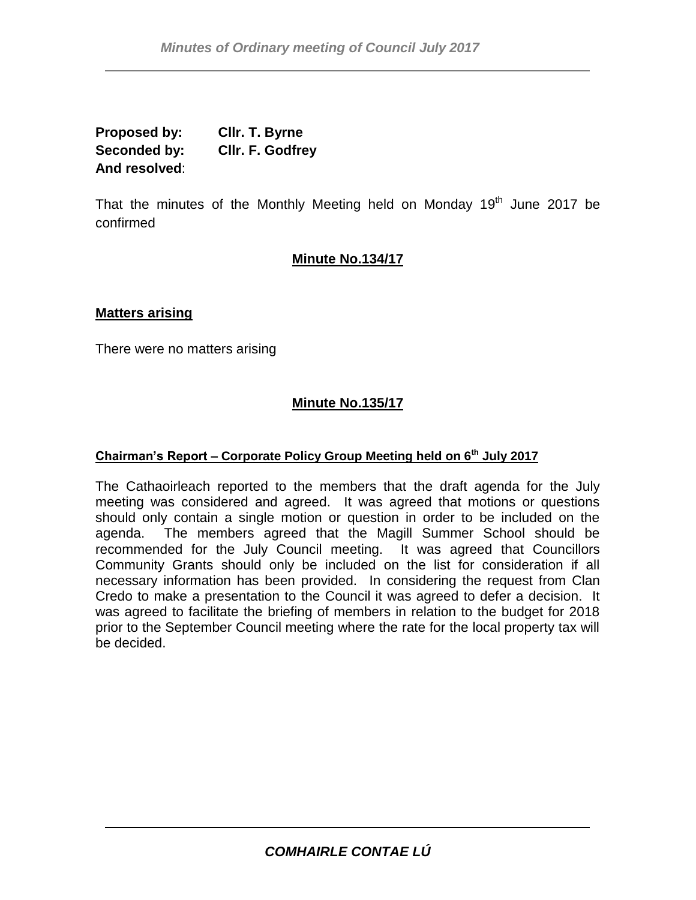**Proposed by:** Cllr. T. Byrne
**Seconded by:** Cllr. F. Godfrey
**And resolved**:

That the minutes of the Monthly Meeting held on Monday 19th June 2017 be confirmed

**Minute No.134/17**

**Matters arising**

There were no matters arising

**Minute No.135/17**

**Chairman's Report – Corporate Policy Group Meeting held on 6th July 2017**

The Cathaoirleach reported to the members that the draft agenda for the July meeting was considered and agreed. It was agreed that motions or questions should only contain a single motion or question in order to be included on the agenda. The members agreed that the Magill Summer School should be recommended for the July Council meeting. It was agreed that Councillors Community Grants should only be included on the list for consideration if all necessary information has been provided. In considering the request from Clan Credo to make a presentation to the Council it was agreed to defer a decision. It was agreed to facilitate the briefing of members in relation to the budget for 2018 prior to the September Council meeting where the rate for the local property tax will be decided.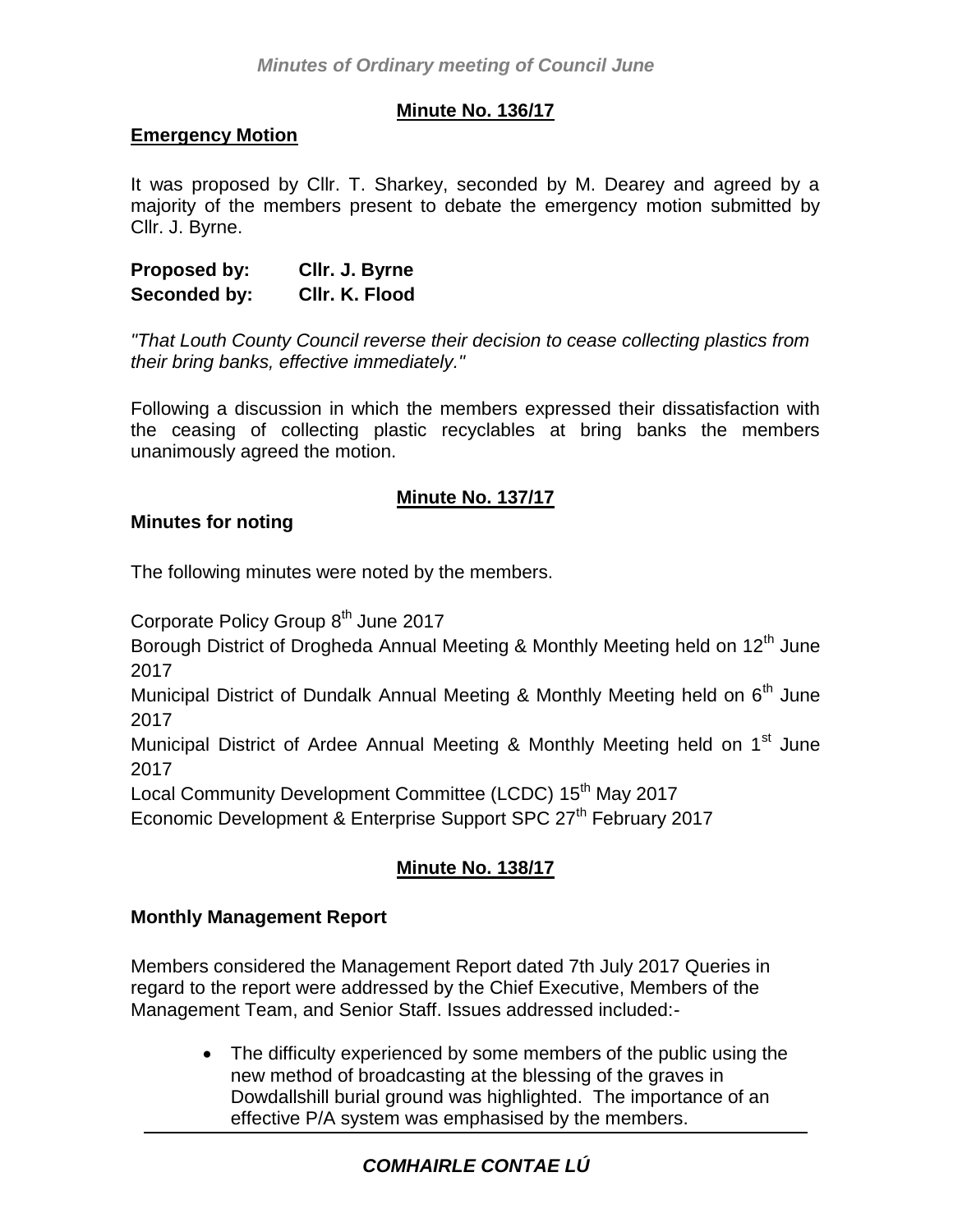## Minute No. 136/17

### Emergency Motion

It was proposed by Cllr. T. Sharkey, seconded by M. Dearey and agreed by a majority of the members present to debate the emergency motion submitted by Cllr. J. Byrne.

**Proposed by:** **Cllr. J. Byrne**
**Seconded by:** **Cllr. K. Flood**

*"That Louth County Council reverse their decision to cease collecting plastics from their bring banks, effective immediately."*

Following a discussion in which the members expressed their dissatisfaction with the ceasing of collecting plastic recyclables at bring banks the members unanimously agreed the motion.

## Minute No. 137/17

### Minutes for noting

The following minutes were noted by the members.

Corporate Policy Group 8th June 2017
Borough District of Drogheda Annual Meeting & Monthly Meeting held on 12th June 2017
Municipal District of Dundalk Annual Meeting & Monthly Meeting held on 6th June 2017
Municipal District of Ardee Annual Meeting & Monthly Meeting held on 1st June 2017
Local Community Development Committee (LCDC) 15th May 2017
Economic Development & Enterprise Support SPC 27th February 2017

## Minute No. 138/17

### Monthly Management Report

Members considered the Management Report dated 7th July 2017 Queries in regard to the report were addressed by the Chief Executive, Members of the Management Team, and Senior Staff. Issues addressed included:-

- The difficulty experienced by some members of the public using the new method of broadcasting at the blessing of the graves in Dowdallshill burial ground was highlighted. The importance of an effective P/A system was emphasised by the members.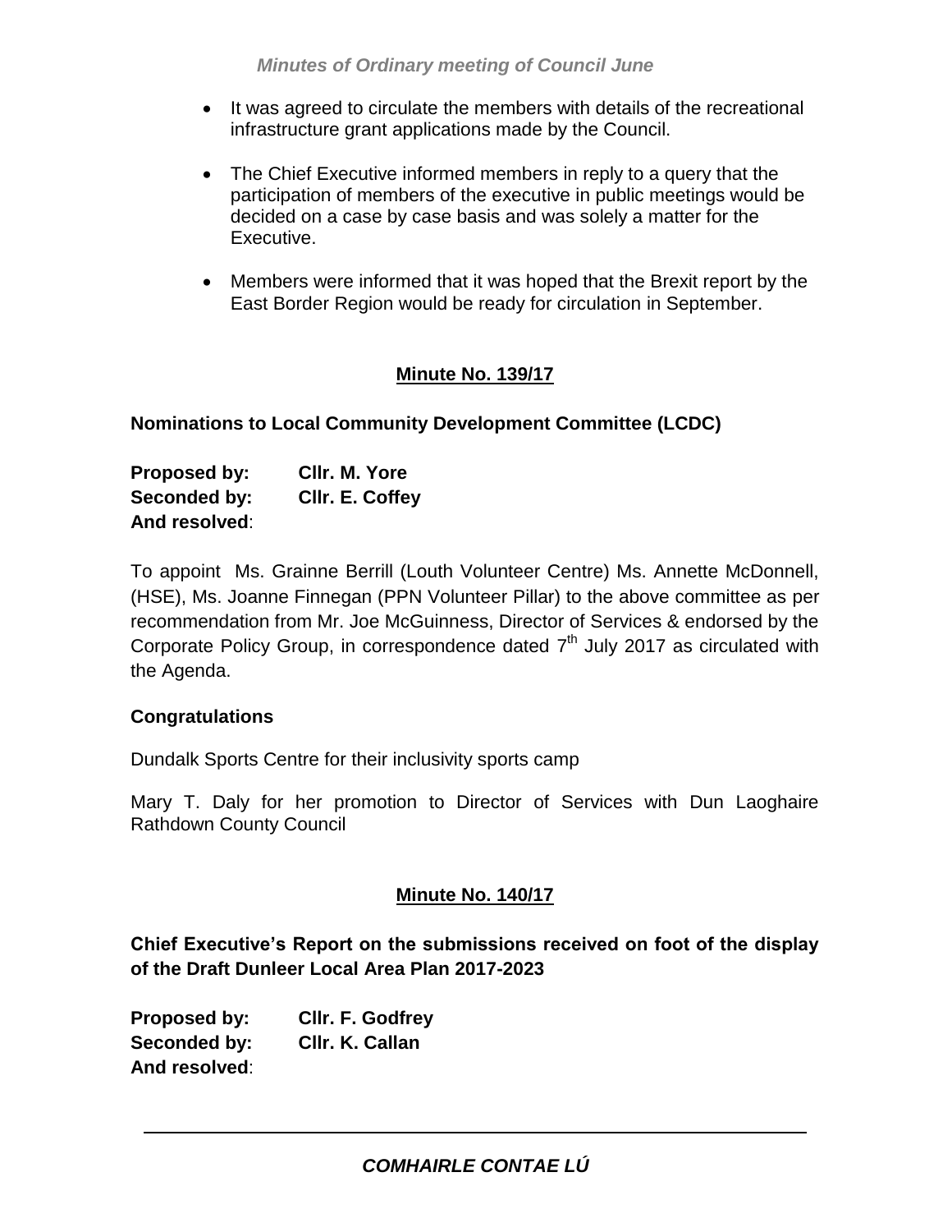- It was agreed to circulate the members with details of the recreational infrastructure grant applications made by the Council.

- The Chief Executive informed members in reply to a query that the participation of members of the executive in public meetings would be decided on a case by case basis and was solely a matter for the Executive.

- Members were informed that it was hoped that the Brexit report by the East Border Region would be ready for circulation in September.

## Minute No. 139/17

**Nominations to Local Community Development Committee (LCDC)**

**Proposed by:** **Cllr. M. Yore**
**Seconded by:** **Cllr. E. Coffey**
**And resolved**:

To appoint Ms. Grainne Berrill (Louth Volunteer Centre) Ms. Annette McDonnell, (HSE), Ms. Joanne Finnegan (PPN Volunteer Pillar) to the above committee as per recommendation from Mr. Joe McGuinness, Director of Services & endorsed by the Corporate Policy Group, in correspondence dated 7th July 2017 as circulated with the Agenda.

**Congratulations**

Dundalk Sports Centre for their inclusivity sports camp

Mary T. Daly for her promotion to Director of Services with Dun Laoghaire Rathdown County Council

## Minute No. 140/17

**Chief Executive's Report on the submissions received on foot of the display of the Draft Dunleer Local Area Plan 2017-2023**

**Proposed by:** **Cllr. F. Godfrey**
**Seconded by:** **Cllr. K. Callan**
**And resolved**: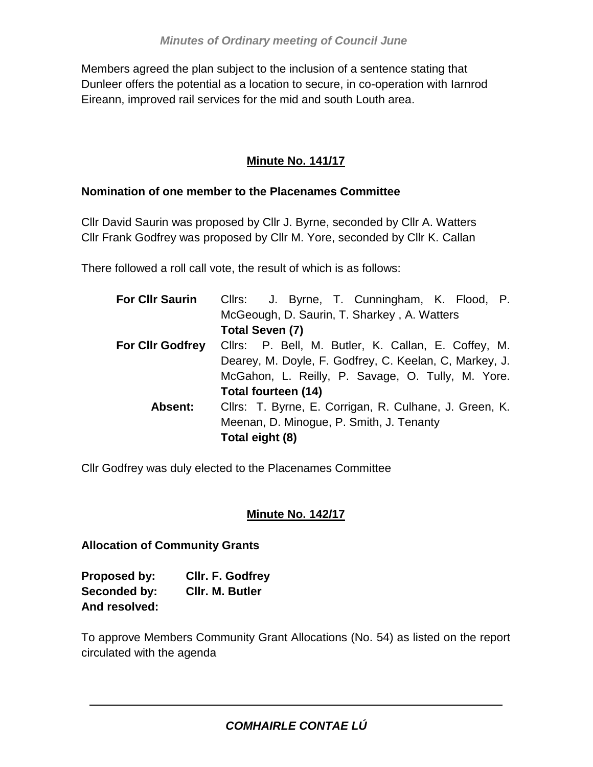Members agreed the plan subject to the inclusion of a sentence stating that Dunleer offers the potential as a location to secure, in co-operation with Iarnrod Eireann, improved rail services for the mid and south Louth area.

## Minute No. 141/17

**Nomination of one member to the Placenames Committee**

Cllr David Saurin was proposed by Cllr J. Byrne, seconded by Cllr A. Watters
Cllr Frank Godfrey was proposed by Cllr M. Yore, seconded by Cllr K. Callan

There followed a roll call vote, the result of which is as follows:

| | |
|---|---|
| **For Cllr Saurin** | Cllrs: J. Byrne, T. Cunningham, K. Flood, P. McGeough, D. Saurin, T. Sharkey , A. Watters **Total Seven (7)** |
| **For Cllr Godfrey** | Cllrs: P. Bell, M. Butler, K. Callan, E. Coffey, M. Dearey, M. Doyle, F. Godfrey, C. Keelan, C, Markey, J. McGahon, L. Reilly, P. Savage, O. Tully, M. Yore. **Total fourteen (14)** |
| **Absent:** | Cllrs: T. Byrne, E. Corrigan, R. Culhane, J. Green, K. Meenan, D. Minogue, P. Smith, J. Tenanty **Total eight (8)** |

Cllr Godfrey was duly elected to the Placenames Committee

## Minute No. 142/17

**Allocation of Community Grants**

**Proposed by:** **Cllr. F. Godfrey**
**Seconded by:** **Cllr. M. Butler**
**And resolved:**

To approve Members Community Grant Allocations (No. 54) as listed on the report circulated with the agenda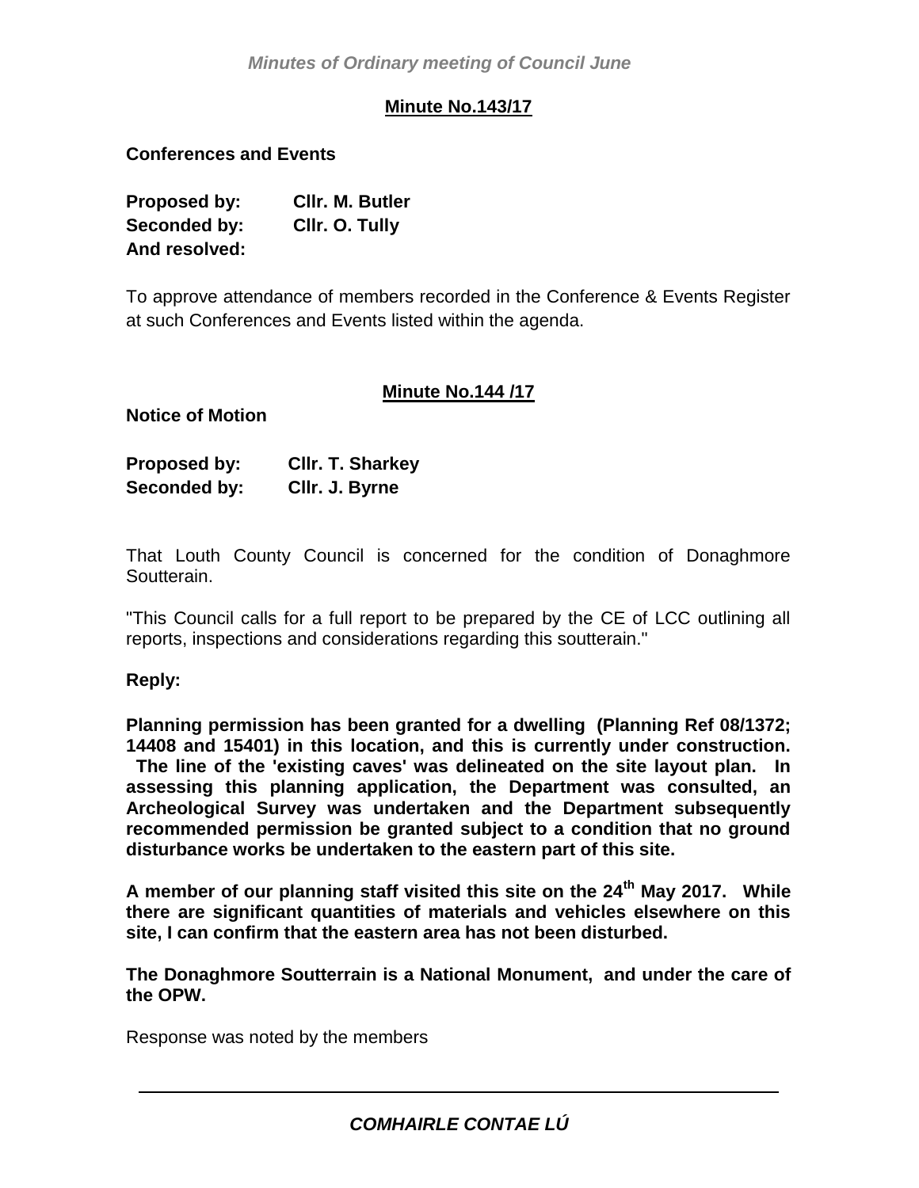## Minute No.143/17

**Conferences and Events**

**Proposed by:** **Cllr. M. Butler**
**Seconded by:** **Cllr. O. Tully**
**And resolved:**

To approve attendance of members recorded in the Conference & Events Register at such Conferences and Events listed within the agenda.

## Minute No.144 /17

**Notice of Motion**

**Proposed by:** **Cllr. T. Sharkey**
**Seconded by:** **Cllr. J. Byrne**

That Louth County Council is concerned for the condition of Donaghmore Soutterain.

"This Council calls for a full report to be prepared by the CE of LCC outlining all reports, inspections and considerations regarding this soutterain."

**Reply:**

**Planning permission has been granted for a dwelling (Planning Ref 08/1372; 14408 and 15401) in this location, and this is currently under construction. The line of the 'existing caves' was delineated on the site layout plan. In assessing this planning application, the Department was consulted, an Archeological Survey was undertaken and the Department subsequently recommended permission be granted subject to a condition that no ground disturbance works be undertaken to the eastern part of this site.**

**A member of our planning staff visited this site on the 24th May 2017. While there are significant quantities of materials and vehicles elsewhere on this site, I can confirm that the eastern area has not been disturbed.**

**The Donaghmore Soutterrain is a National Monument, and under the care of the OPW.**

Response was noted by the members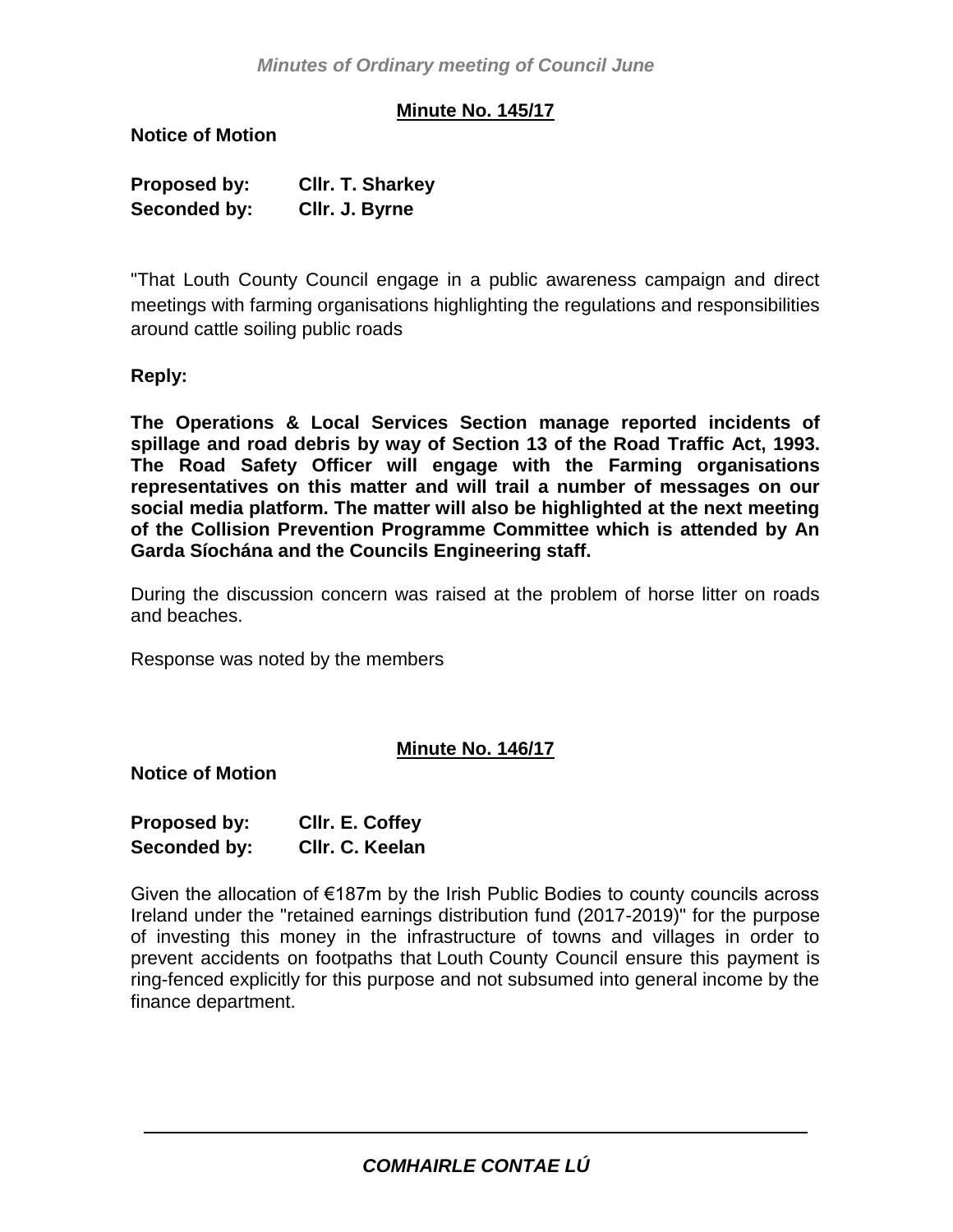**Minute No. 145/17**

**Notice of Motion**

**Proposed by: Cllr. T. Sharkey**
**Seconded by: Cllr. J. Byrne**

"That Louth County Council engage in a public awareness campaign and direct meetings with farming organisations highlighting the regulations and responsibilities around cattle soiling public roads

**Reply:**

**The Operations & Local Services Section manage reported incidents of spillage and road debris by way of Section 13 of the Road Traffic Act, 1993. The Road Safety Officer will engage with the Farming organisations representatives on this matter and will trail a number of messages on our social media platform. The matter will also be highlighted at the next meeting of the Collision Prevention Programme Committee which is attended by An Garda Síochána and the Councils Engineering staff.**

During the discussion concern was raised at the problem of horse litter on roads and beaches.

Response was noted by the members

**Minute No. 146/17**

**Notice of Motion**

**Proposed by: Cllr. E. Coffey**
**Seconded by: Cllr. C. Keelan**

Given the allocation of €187m by the Irish Public Bodies to county councils across Ireland under the "retained earnings distribution fund (2017-2019)" for the purpose of investing this money in the infrastructure of towns and villages in order to prevent accidents on footpaths that Louth County Council ensure this payment is ring-fenced explicitly for this purpose and not subsumed into general income by the finance department.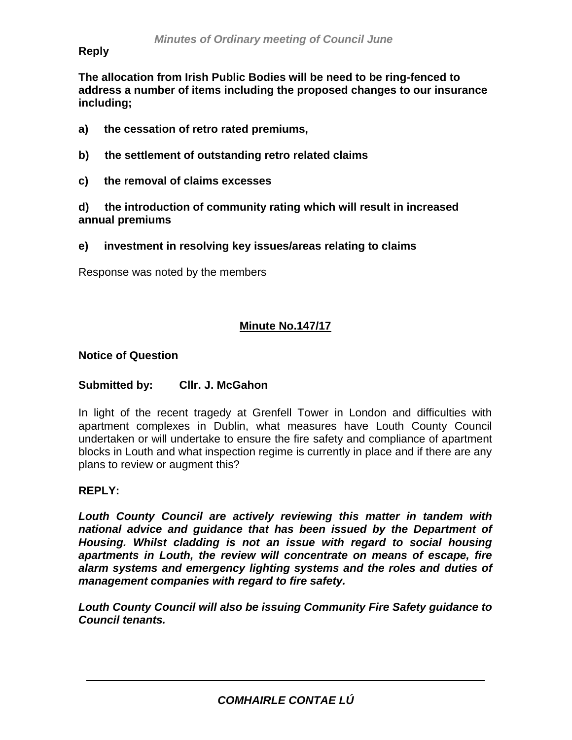**Reply**

**The allocation from Irish Public Bodies will be need to be ring-fenced to address a number of items including the proposed changes to our insurance including;**

**a) the cessation of retro rated premiums,**

**b) the settlement of outstanding retro related claims**

**c) the removal of claims excesses**

**d) the introduction of community rating which will result in increased annual premiums**

**e) investment in resolving key issues/areas relating to claims**

Response was noted by the members

**Minute No.147/17**

**Notice of Question**

**Submitted by: Cllr. J. McGahon**

In light of the recent tragedy at Grenfell Tower in London and difficulties with apartment complexes in Dublin, what measures have Louth County Council undertaken or will undertake to ensure the fire safety and compliance of apartment blocks in Louth and what inspection regime is currently in place and if there are any plans to review or augment this?

**REPLY:**

***Louth County Council are actively reviewing this matter in tandem with national advice and guidance that has been issued by the Department of Housing. Whilst cladding is not an issue with regard to social housing apartments in Louth, the review will concentrate on means of escape, fire alarm systems and emergency lighting systems and the roles and duties of management companies with regard to fire safety.***

***Louth County Council will also be issuing Community Fire Safety guidance to Council tenants.***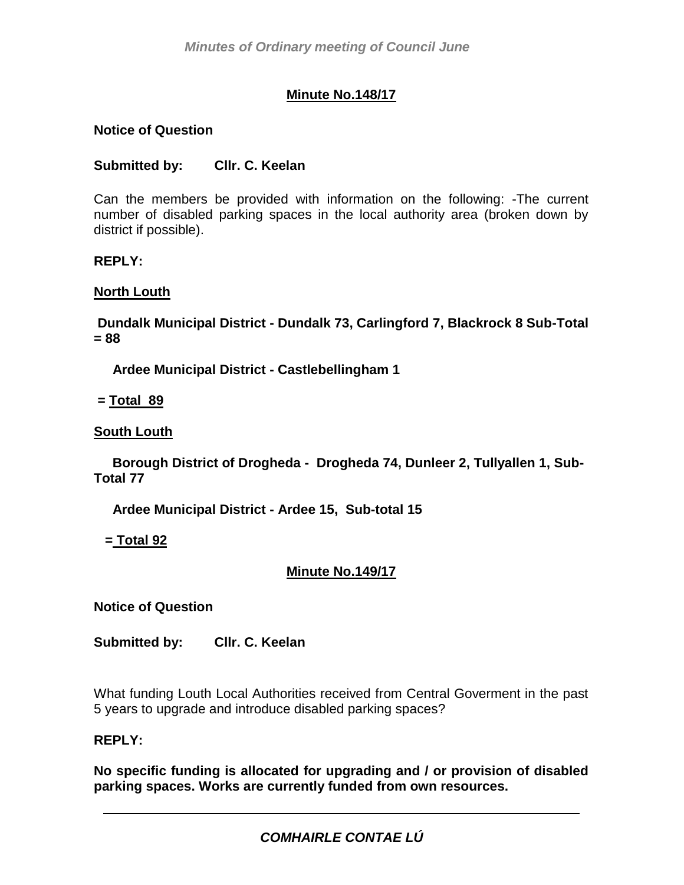## Minute No.148/17

**Notice of Question**

**Submitted by: Cllr. C. Keelan**

Can the members be provided with information on the following: -The current number of disabled parking spaces in the local authority area (broken down by district if possible).

**REPLY:**

**North Louth**

**Dundalk Municipal District - Dundalk 73, Carlingford 7, Blackrock 8 Sub-Total = 88**

**Ardee Municipal District - Castlebellingham 1**

**= Total 89**

**South Louth**

**Borough District of Drogheda - Drogheda 74, Dunleer 2, Tullyallen 1, Sub-Total 77**

**Ardee Municipal District - Ardee 15, Sub-total 15**

**= Total 92**

## Minute No.149/17

**Notice of Question**

**Submitted by: Cllr. C. Keelan**

What funding Louth Local Authorities received from Central Goverment in the past 5 years to upgrade and introduce disabled parking spaces?

**REPLY:**

**No specific funding is allocated for upgrading and / or provision of disabled parking spaces. Works are currently funded from own resources.**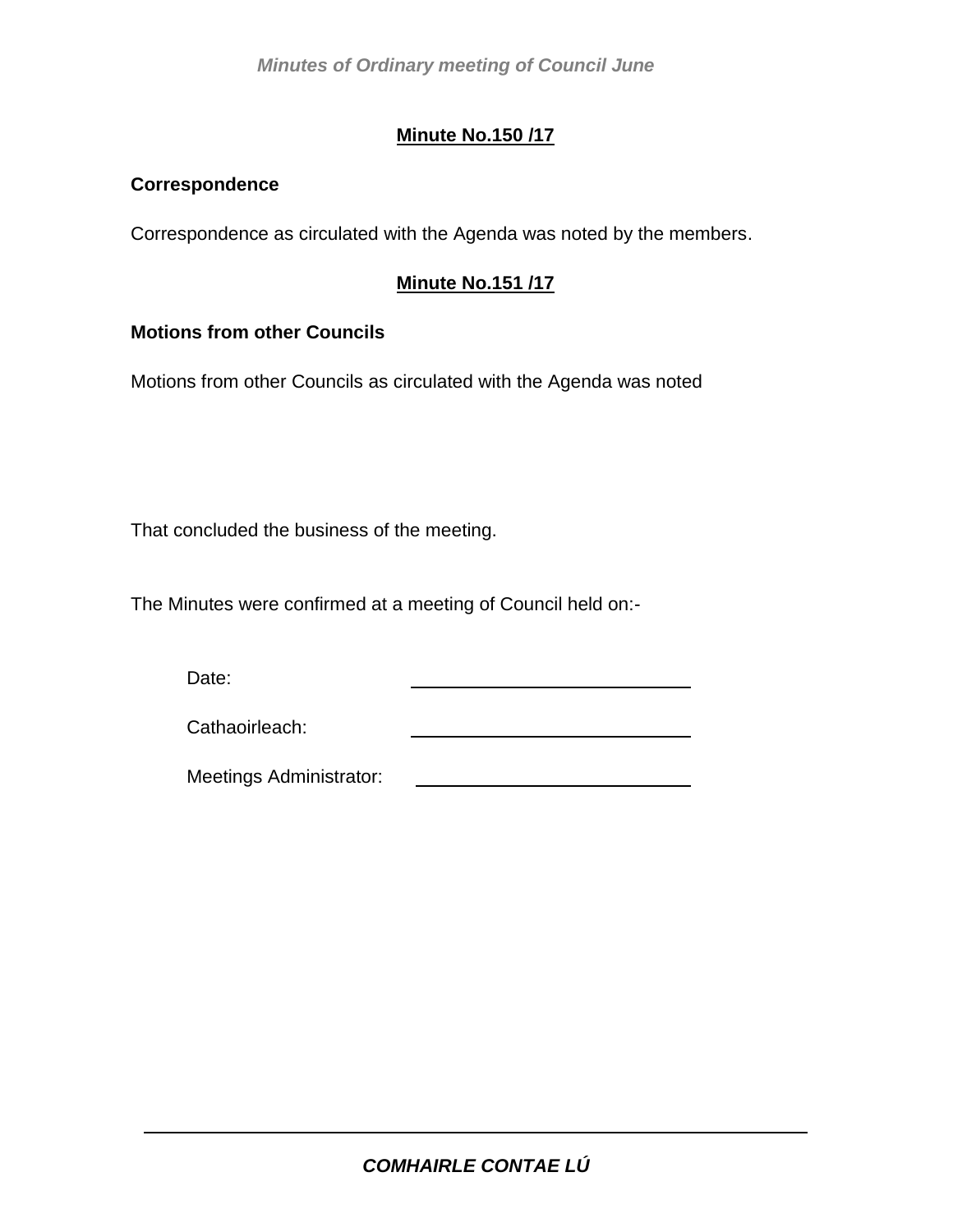**Minute No.150 /17**

**Correspondence**

Correspondence as circulated with the Agenda was noted by the members.

**Minute No.151 /17**

**Motions from other Councils**

Motions from other Councils as circulated with the Agenda was noted

That concluded the business of the meeting.

The Minutes were confirmed at a meeting of Council held on:-

Date: ____________________________

Cathaoirleach: ____________________________

Meetings Administrator: ____________________________